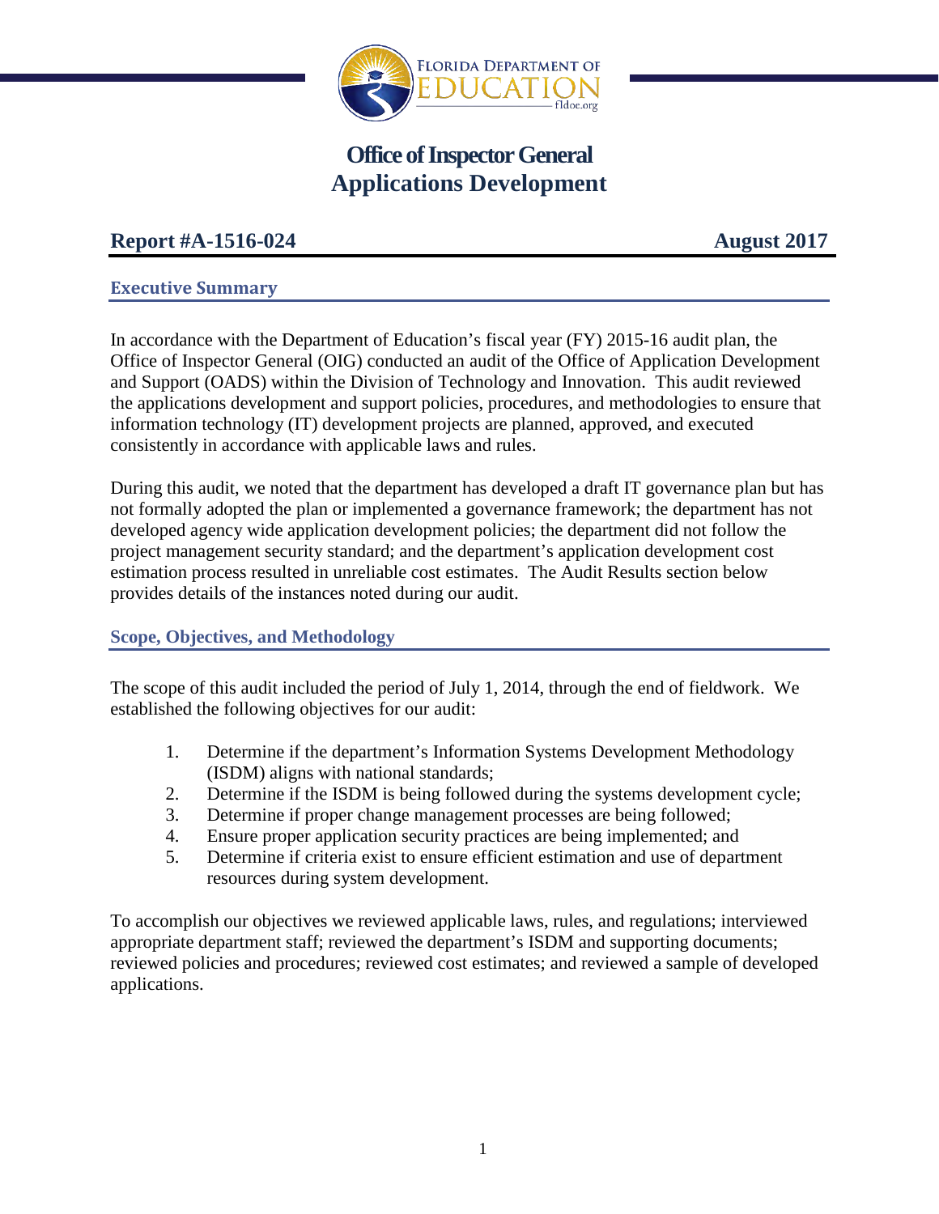# Office of Inspector General
# Applications Development

## Report #A-1516-024 — August 2017

### Executive Summary

In accordance with the Department of Education's fiscal year (FY) 2015-16 audit plan, the Office of Inspector General (OIG) conducted an audit of the Office of Application Development and Support (OADS) within the Division of Technology and Innovation. This audit reviewed the applications development and support policies, procedures, and methodologies to ensure that information technology (IT) development projects are planned, approved, and executed consistently in accordance with applicable laws and rules.

During this audit, we noted that the department has developed a draft IT governance plan but has not formally adopted the plan or implemented a governance framework; the department has not developed agency wide application development policies; the department did not follow the project management security standard; and the department's application development cost estimation process resulted in unreliable cost estimates. The Audit Results section below provides details of the instances noted during our audit.

### Scope, Objectives, and Methodology

The scope of this audit included the period of July 1, 2014, through the end of fieldwork. We established the following objectives for our audit:

1. Determine if the department's Information Systems Development Methodology (ISDM) aligns with national standards;
2. Determine if the ISDM is being followed during the systems development cycle;
3. Determine if proper change management processes are being followed;
4. Ensure proper application security practices are being implemented; and
5. Determine if criteria exist to ensure efficient estimation and use of department resources during system development.

To accomplish our objectives we reviewed applicable laws, rules, and regulations; interviewed appropriate department staff; reviewed the department's ISDM and supporting documents; reviewed policies and procedures; reviewed cost estimates; and reviewed a sample of developed applications.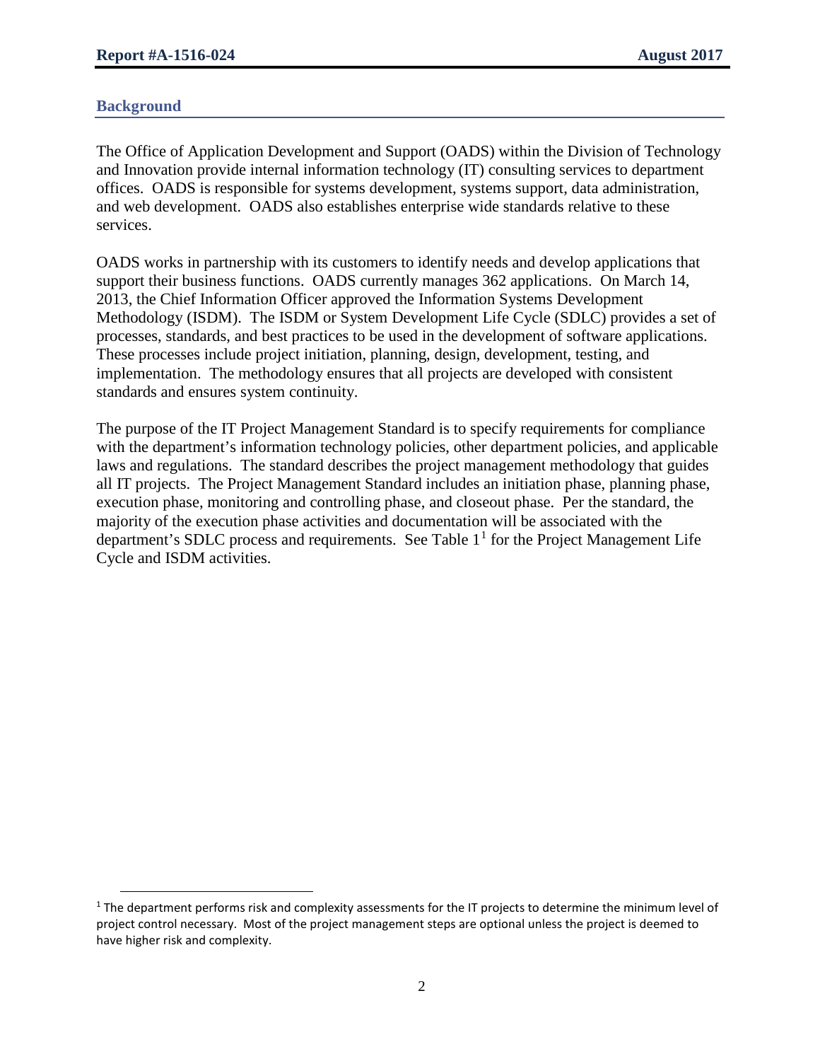## Background

The Office of Application Development and Support (OADS) within the Division of Technology and Innovation provide internal information technology (IT) consulting services to department offices. OADS is responsible for systems development, systems support, data administration, and web development. OADS also establishes enterprise wide standards relative to these services.

OADS works in partnership with its customers to identify needs and develop applications that support their business functions. OADS currently manages 362 applications. On March 14, 2013, the Chief Information Officer approved the Information Systems Development Methodology (ISDM). The ISDM or System Development Life Cycle (SDLC) provides a set of processes, standards, and best practices to be used in the development of software applications. These processes include project initiation, planning, design, development, testing, and implementation. The methodology ensures that all projects are developed with consistent standards and ensures system continuity.

The purpose of the IT Project Management Standard is to specify requirements for compliance with the department's information technology policies, other department policies, and applicable laws and regulations. The standard describes the project management methodology that guides all IT projects. The Project Management Standard includes an initiation phase, planning phase, execution phase, monitoring and controlling phase, and closeout phase. Per the standard, the majority of the execution phase activities and documentation will be associated with the department's SDLC process and requirements. See Table 1[1] for the Project Management Life Cycle and ISDM activities.

[1] The department performs risk and complexity assessments for the IT projects to determine the minimum level of project control necessary. Most of the project management steps are optional unless the project is deemed to have higher risk and complexity.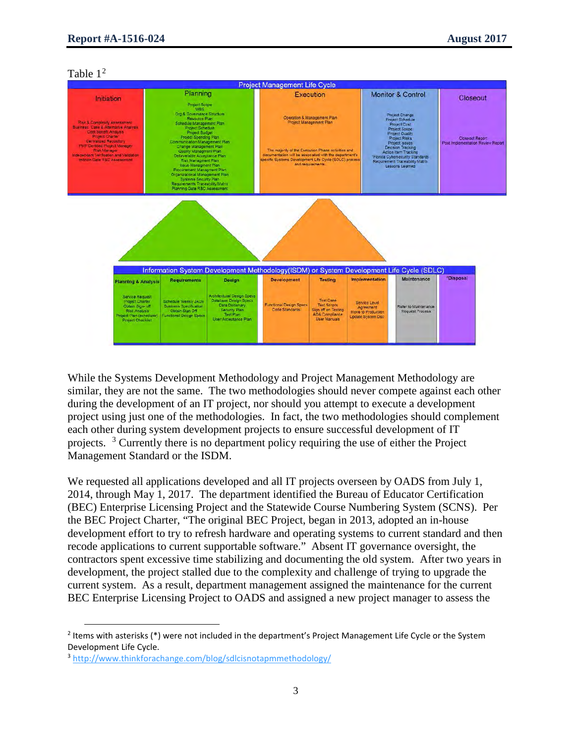Table 1[2]

| Project Management Life Cycle | | | | |
|---|---|---|---|---|
| Initiation | Planning | Execution | Monitor & Control | Closeout |
| Risk & Complexity Assessment<br>Business Case & Alternative Analysis<br>Cost Benefit Analysis<br>Project Charter<br>Centralized Repository<br>*PMP Certified Project Manager<br>Risk Manager<br>Independent Verification and Validation<br>Initiation Gate R&C Assessment | Project Scope<br>WBS<br>Org & Governance Structure<br>Resource Plan<br>Schedule Management Plan<br>Project Schedule<br>Project Budget<br>Project Spending Plan<br>Communication Management Plan<br>Change Management Plan<br>Quality Managment Plan<br>Deliverable Acceptance Plan<br>Risk Managment Plan<br>Issue Managment Plan<br>Procurement Managment Plan<br>Organizational Management Plan<br>Systems Security Plan<br>Requirements Traceability Matrix<br>Planning Gate R&C Assessment | Operation & Management Plan<br>Project Management Plan<br><br>The majority of the Execution Phase activities and documentation will be associated with the department's specific Systems Development Life Cycle (SDLC) process and requirements. | Project Change<br>Project Schedule<br>Project Cost<br>Project Scope<br>Project Quality<br>Project Risks<br>Project Issues<br>Decision Tracking<br>Action Item Tracking<br>*Florida Cybersecurity Standards<br>Requirement Traceability Matrix<br>Lessons Learned | Closeout Report<br>Post Implementation Review Report |

| Information System Development Methodology(ISDM) or System Development Life Cycle (SDLC) | | | | | | | |
|---|---|---|---|---|---|---|---|
| Planning & Analysis | Requirements | Design | Development | Testing | Implementation | Maintenance | *Disposal |
| Service Request<br>Project Charter<br>Obtain Sign-off<br>Risk Analysis<br>Project Plan (schedule)<br>Project Checklist | Schedule Weekly JADs<br>Business Specification<br>Obtain Sign Off<br>Functional Design Specs | Architectural Design Specs<br>Database Design Specs<br>Data Dictionary<br>Security Plan<br>Test Plan<br>User Acceptance Plan | Functional Design Specs<br>Code Standards | Test Case<br>Test Scripts<br>Sign off on Testing<br>ADA Compliance<br>User Manuals | Service Level Agreement<br>Move to Production<br>Update System Doc | Refer to Maintenance Request Process | |

While the Systems Development Methodology and Project Management Methodology are similar, they are not the same. The two methodologies should never compete against each other during the development of an IT project, nor should you attempt to execute a development project using just one of the methodologies. In fact, the two methodologies should complement each other during system development projects to ensure successful development of IT projects. [3] Currently there is no department policy requiring the use of either the Project Management Standard or the ISDM.

We requested all applications developed and all IT projects overseen by OADS from July 1, 2014, through May 1, 2017. The department identified the Bureau of Educator Certification (BEC) Enterprise Licensing Project and the Statewide Course Numbering System (SCNS). Per the BEC Project Charter, "The original BEC Project, began in 2013, adopted an in-house development effort to try to refresh hardware and operating systems to current standard and then recode applications to current supportable software." Absent IT governance oversight, the contractors spent excessive time stabilizing and documenting the old system. After two years in development, the project stalled due to the complexity and challenge of trying to upgrade the current system. As a result, department management assigned the maintenance for the current BEC Enterprise Licensing Project to OADS and assigned a new project manager to assess the

---

[2] Items with asterisks (*) were not included in the department's Project Management Life Cycle or the System Development Life Cycle.

[3] http://www.thinkforachange.com/blog/sdlcisnotapmmethodology/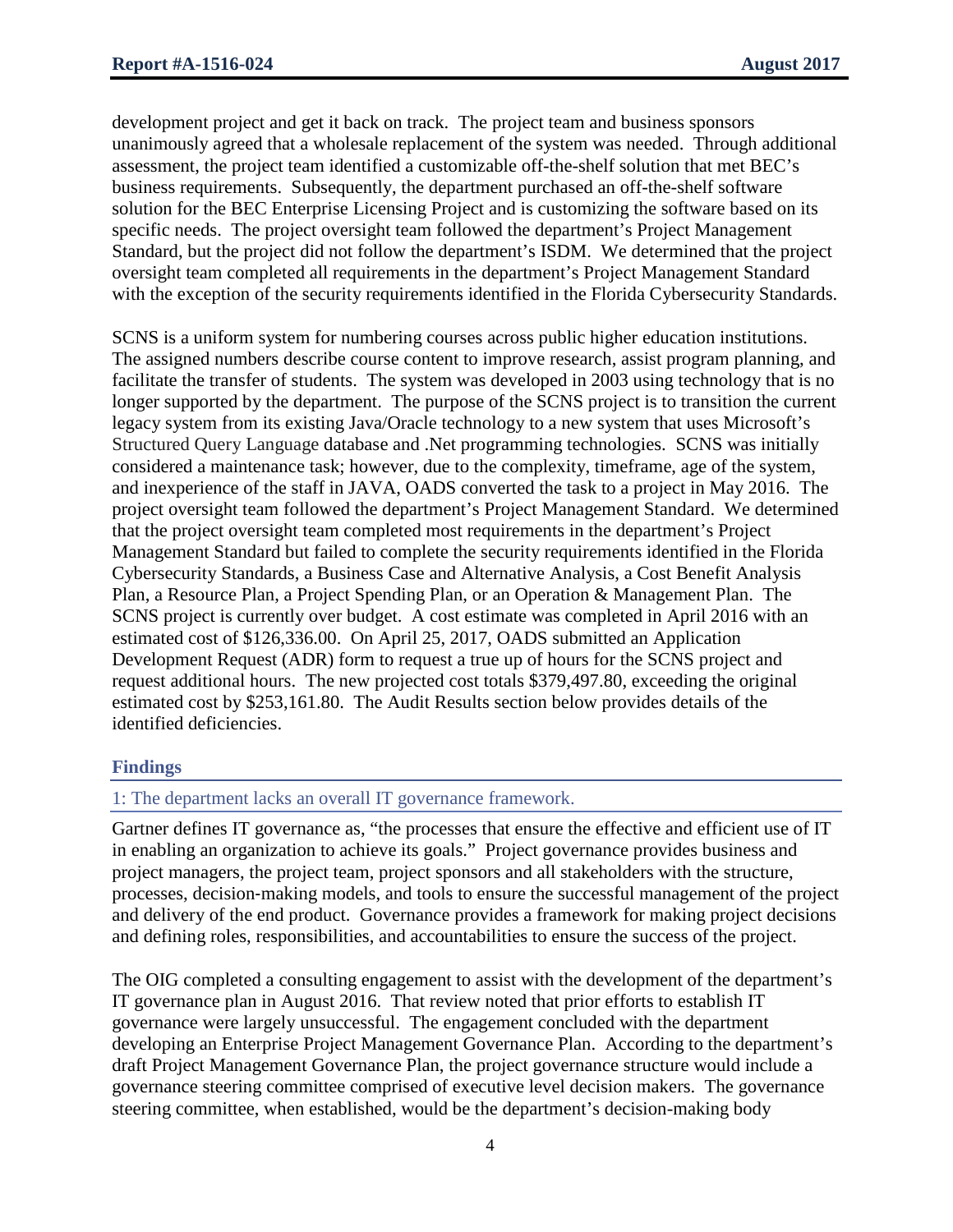development project and get it back on track. The project team and business sponsors unanimously agreed that a wholesale replacement of the system was needed. Through additional assessment, the project team identified a customizable off-the-shelf solution that met BEC's business requirements. Subsequently, the department purchased an off-the-shelf software solution for the BEC Enterprise Licensing Project and is customizing the software based on its specific needs. The project oversight team followed the department's Project Management Standard, but the project did not follow the department's ISDM. We determined that the project oversight team completed all requirements in the department's Project Management Standard with the exception of the security requirements identified in the Florida Cybersecurity Standards.

SCNS is a uniform system for numbering courses across public higher education institutions. The assigned numbers describe course content to improve research, assist program planning, and facilitate the transfer of students. The system was developed in 2003 using technology that is no longer supported by the department. The purpose of the SCNS project is to transition the current legacy system from its existing Java/Oracle technology to a new system that uses Microsoft's Structured Query Language database and .Net programming technologies. SCNS was initially considered a maintenance task; however, due to the complexity, timeframe, age of the system, and inexperience of the staff in JAVA, OADS converted the task to a project in May 2016. The project oversight team followed the department's Project Management Standard. We determined that the project oversight team completed most requirements in the department's Project Management Standard but failed to complete the security requirements identified in the Florida Cybersecurity Standards, a Business Case and Alternative Analysis, a Cost Benefit Analysis Plan, a Resource Plan, a Project Spending Plan, or an Operation & Management Plan. The SCNS project is currently over budget. A cost estimate was completed in April 2016 with an estimated cost of $126,336.00. On April 25, 2017, OADS submitted an Application Development Request (ADR) form to request a true up of hours for the SCNS project and request additional hours. The new projected cost totals $379,497.80, exceeding the original estimated cost by $253,161.80. The Audit Results section below provides details of the identified deficiencies.

## Findings

### 1: The department lacks an overall IT governance framework.

Gartner defines IT governance as, "the processes that ensure the effective and efficient use of IT in enabling an organization to achieve its goals." Project governance provides business and project managers, the project team, project sponsors and all stakeholders with the structure, processes, decision-making models, and tools to ensure the successful management of the project and delivery of the end product. Governance provides a framework for making project decisions and defining roles, responsibilities, and accountabilities to ensure the success of the project.

The OIG completed a consulting engagement to assist with the development of the department's IT governance plan in August 2016. That review noted that prior efforts to establish IT governance were largely unsuccessful. The engagement concluded with the department developing an Enterprise Project Management Governance Plan. According to the department's draft Project Management Governance Plan, the project governance structure would include a governance steering committee comprised of executive level decision makers. The governance steering committee, when established, would be the department's decision-making body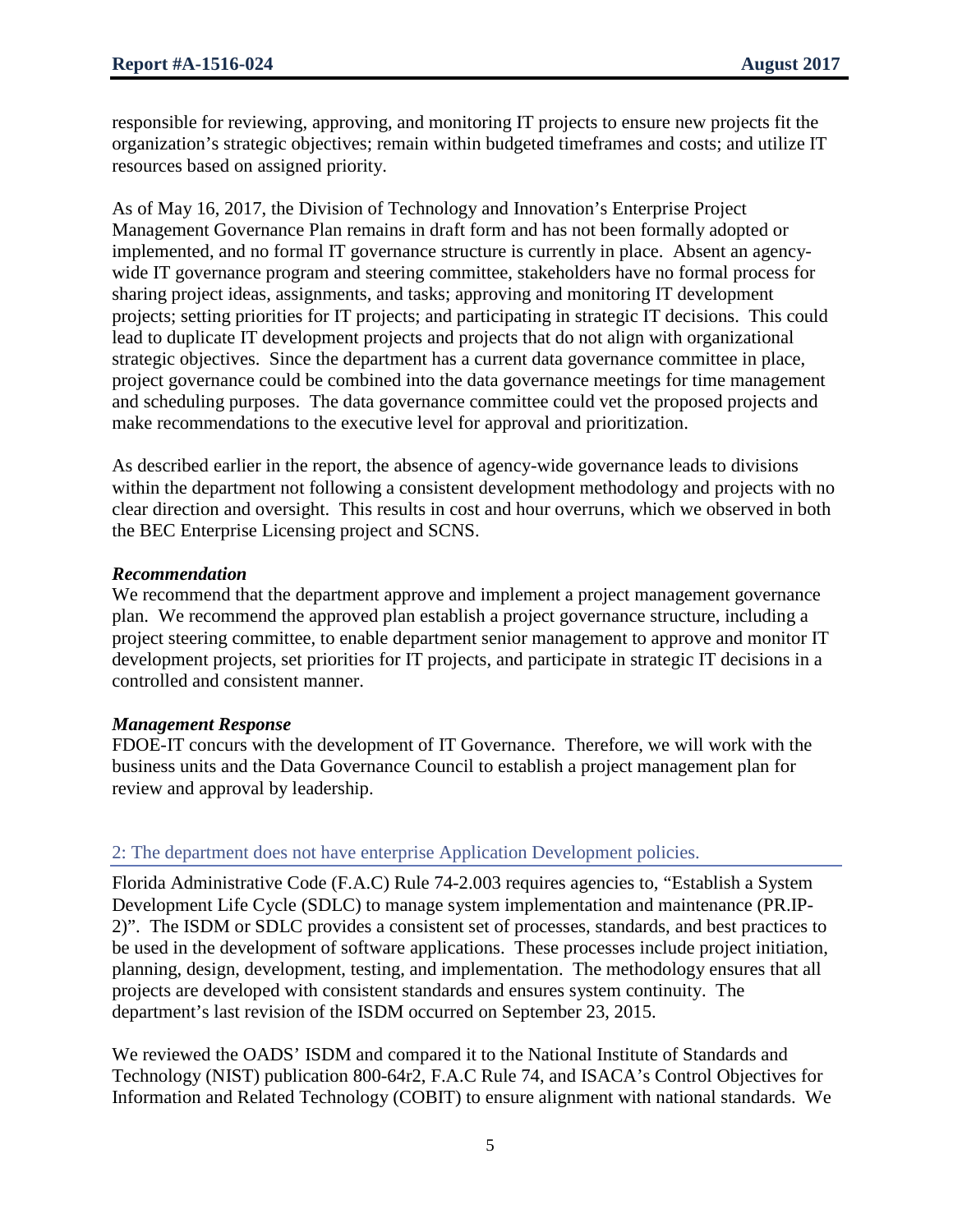responsible for reviewing, approving, and monitoring IT projects to ensure new projects fit the organization's strategic objectives; remain within budgeted timeframes and costs; and utilize IT resources based on assigned priority.

As of May 16, 2017, the Division of Technology and Innovation's Enterprise Project Management Governance Plan remains in draft form and has not been formally adopted or implemented, and no formal IT governance structure is currently in place. Absent an agency-wide IT governance program and steering committee, stakeholders have no formal process for sharing project ideas, assignments, and tasks; approving and monitoring IT development projects; setting priorities for IT projects; and participating in strategic IT decisions. This could lead to duplicate IT development projects and projects that do not align with organizational strategic objectives. Since the department has a current data governance committee in place, project governance could be combined into the data governance meetings for time management and scheduling purposes. The data governance committee could vet the proposed projects and make recommendations to the executive level for approval and prioritization.

As described earlier in the report, the absence of agency-wide governance leads to divisions within the department not following a consistent development methodology and projects with no clear direction and oversight. This results in cost and hour overruns, which we observed in both the BEC Enterprise Licensing project and SCNS.

***Recommendation***
We recommend that the department approve and implement a project management governance plan. We recommend the approved plan establish a project governance structure, including a project steering committee, to enable department senior management to approve and monitor IT development projects, set priorities for IT projects, and participate in strategic IT decisions in a controlled and consistent manner.

***Management Response***
FDOE-IT concurs with the development of IT Governance. Therefore, we will work with the business units and the Data Governance Council to establish a project management plan for review and approval by leadership.

## 2: The department does not have enterprise Application Development policies.

Florida Administrative Code (F.A.C) Rule 74-2.003 requires agencies to, "Establish a System Development Life Cycle (SDLC) to manage system implementation and maintenance (PR.IP-2)". The ISDM or SDLC provides a consistent set of processes, standards, and best practices to be used in the development of software applications. These processes include project initiation, planning, design, development, testing, and implementation. The methodology ensures that all projects are developed with consistent standards and ensures system continuity. The department's last revision of the ISDM occurred on September 23, 2015.

We reviewed the OADS' ISDM and compared it to the National Institute of Standards and Technology (NIST) publication 800-64r2, F.A.C Rule 74, and ISACA's Control Objectives for Information and Related Technology (COBIT) to ensure alignment with national standards. We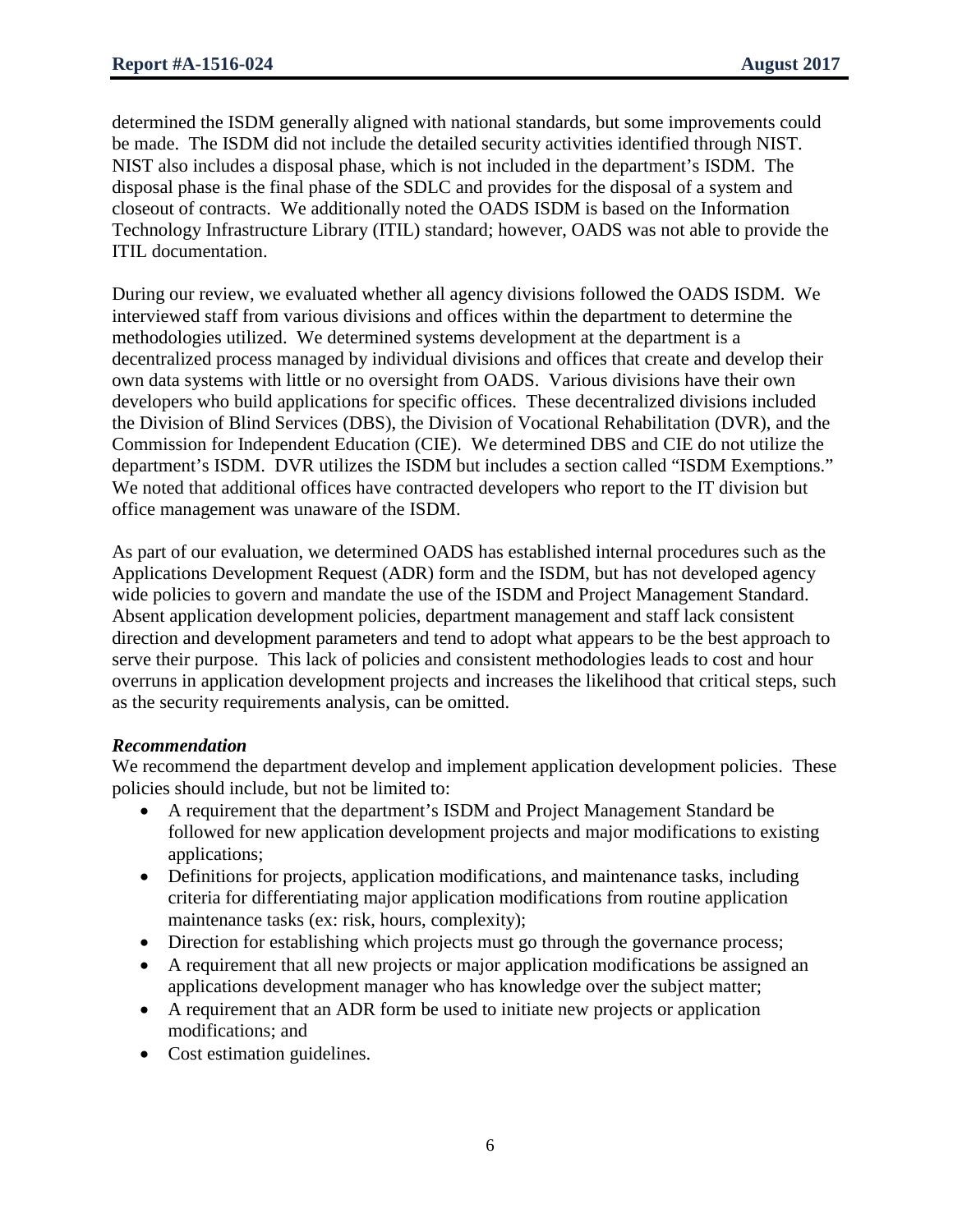determined the ISDM generally aligned with national standards, but some improvements could be made. The ISDM did not include the detailed security activities identified through NIST. NIST also includes a disposal phase, which is not included in the department's ISDM. The disposal phase is the final phase of the SDLC and provides for the disposal of a system and closeout of contracts. We additionally noted the OADS ISDM is based on the Information Technology Infrastructure Library (ITIL) standard; however, OADS was not able to provide the ITIL documentation.

During our review, we evaluated whether all agency divisions followed the OADS ISDM. We interviewed staff from various divisions and offices within the department to determine the methodologies utilized. We determined systems development at the department is a decentralized process managed by individual divisions and offices that create and develop their own data systems with little or no oversight from OADS. Various divisions have their own developers who build applications for specific offices. These decentralized divisions included the Division of Blind Services (DBS), the Division of Vocational Rehabilitation (DVR), and the Commission for Independent Education (CIE). We determined DBS and CIE do not utilize the department's ISDM. DVR utilizes the ISDM but includes a section called "ISDM Exemptions." We noted that additional offices have contracted developers who report to the IT division but office management was unaware of the ISDM.

As part of our evaluation, we determined OADS has established internal procedures such as the Applications Development Request (ADR) form and the ISDM, but has not developed agency wide policies to govern and mandate the use of the ISDM and Project Management Standard. Absent application development policies, department management and staff lack consistent direction and development parameters and tend to adopt what appears to be the best approach to serve their purpose. This lack of policies and consistent methodologies leads to cost and hour overruns in application development projects and increases the likelihood that critical steps, such as the security requirements analysis, can be omitted.

***Recommendation***

We recommend the department develop and implement application development policies. These policies should include, but not be limited to:

- A requirement that the department's ISDM and Project Management Standard be followed for new application development projects and major modifications to existing applications;
- Definitions for projects, application modifications, and maintenance tasks, including criteria for differentiating major application modifications from routine application maintenance tasks (ex: risk, hours, complexity);
- Direction for establishing which projects must go through the governance process;
- A requirement that all new projects or major application modifications be assigned an applications development manager who has knowledge over the subject matter;
- A requirement that an ADR form be used to initiate new projects or application modifications; and
- Cost estimation guidelines.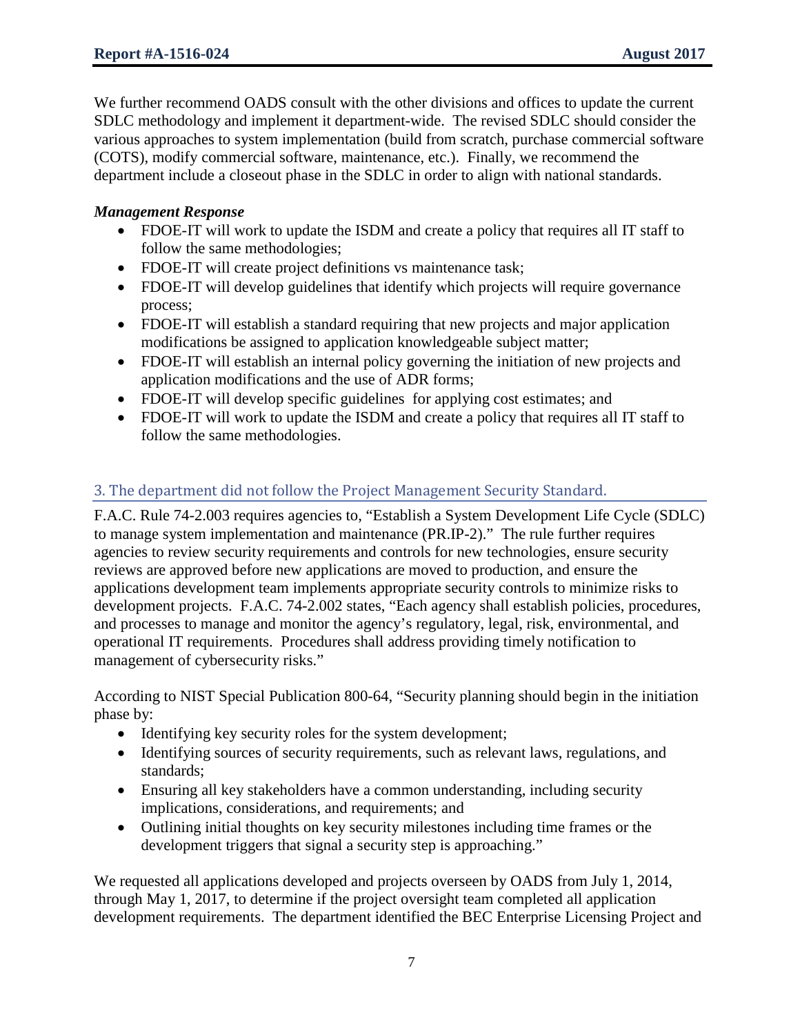We further recommend OADS consult with the other divisions and offices to update the current SDLC methodology and implement it department-wide. The revised SDLC should consider the various approaches to system implementation (build from scratch, purchase commercial software (COTS), modify commercial software, maintenance, etc.). Finally, we recommend the department include a closeout phase in the SDLC in order to align with national standards.

***Management Response***

- FDOE-IT will work to update the ISDM and create a policy that requires all IT staff to follow the same methodologies;
- FDOE-IT will create project definitions vs maintenance task;
- FDOE-IT will develop guidelines that identify which projects will require governance process;
- FDOE-IT will establish a standard requiring that new projects and major application modifications be assigned to application knowledgeable subject matter;
- FDOE-IT will establish an internal policy governing the initiation of new projects and application modifications and the use of ADR forms;
- FDOE-IT will develop specific guidelines for applying cost estimates; and
- FDOE-IT will work to update the ISDM and create a policy that requires all IT staff to follow the same methodologies.

## 3. The department did not follow the Project Management Security Standard.

F.A.C. Rule 74-2.003 requires agencies to, "Establish a System Development Life Cycle (SDLC) to manage system implementation and maintenance (PR.IP-2)." The rule further requires agencies to review security requirements and controls for new technologies, ensure security reviews are approved before new applications are moved to production, and ensure the applications development team implements appropriate security controls to minimize risks to development projects. F.A.C. 74-2.002 states, "Each agency shall establish policies, procedures, and processes to manage and monitor the agency's regulatory, legal, risk, environmental, and operational IT requirements. Procedures shall address providing timely notification to management of cybersecurity risks."

According to NIST Special Publication 800-64, "Security planning should begin in the initiation phase by:

- Identifying key security roles for the system development;
- Identifying sources of security requirements, such as relevant laws, regulations, and standards;
- Ensuring all key stakeholders have a common understanding, including security implications, considerations, and requirements; and
- Outlining initial thoughts on key security milestones including time frames or the development triggers that signal a security step is approaching."

We requested all applications developed and projects overseen by OADS from July 1, 2014, through May 1, 2017, to determine if the project oversight team completed all application development requirements. The department identified the BEC Enterprise Licensing Project and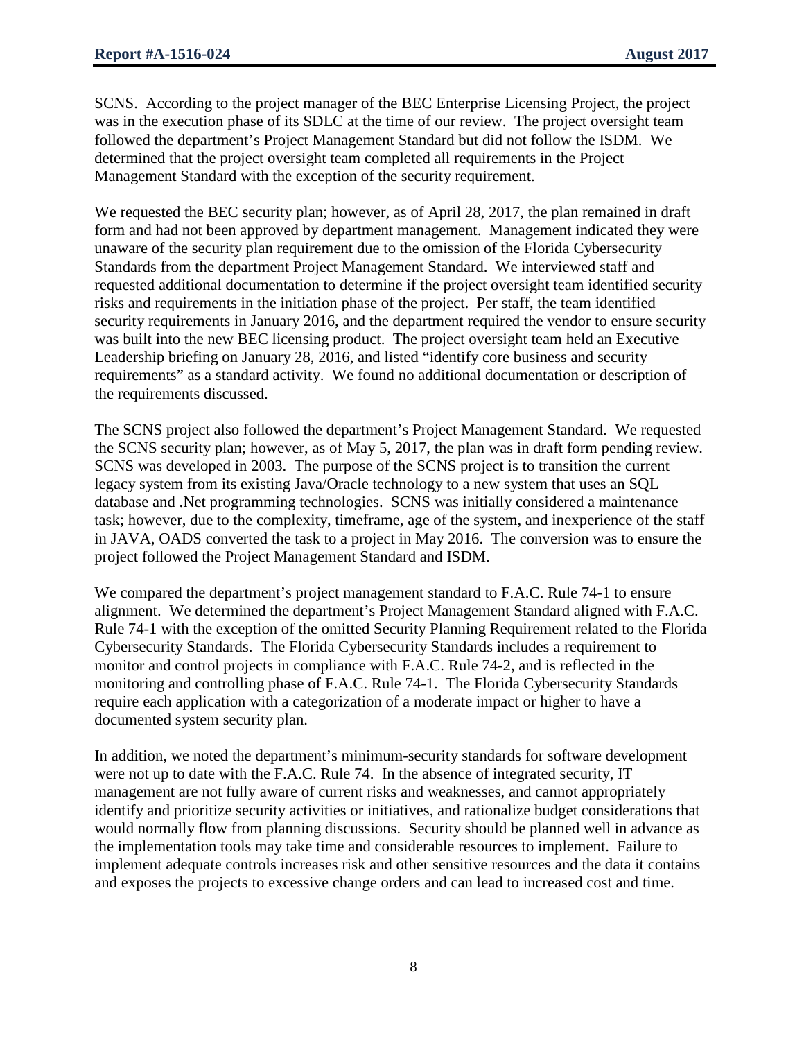SCNS. According to the project manager of the BEC Enterprise Licensing Project, the project was in the execution phase of its SDLC at the time of our review. The project oversight team followed the department's Project Management Standard but did not follow the ISDM. We determined that the project oversight team completed all requirements in the Project Management Standard with the exception of the security requirement.

We requested the BEC security plan; however, as of April 28, 2017, the plan remained in draft form and had not been approved by department management. Management indicated they were unaware of the security plan requirement due to the omission of the Florida Cybersecurity Standards from the department Project Management Standard. We interviewed staff and requested additional documentation to determine if the project oversight team identified security risks and requirements in the initiation phase of the project. Per staff, the team identified security requirements in January 2016, and the department required the vendor to ensure security was built into the new BEC licensing product. The project oversight team held an Executive Leadership briefing on January 28, 2016, and listed "identify core business and security requirements" as a standard activity. We found no additional documentation or description of the requirements discussed.

The SCNS project also followed the department's Project Management Standard. We requested the SCNS security plan; however, as of May 5, 2017, the plan was in draft form pending review. SCNS was developed in 2003. The purpose of the SCNS project is to transition the current legacy system from its existing Java/Oracle technology to a new system that uses an SQL database and .Net programming technologies. SCNS was initially considered a maintenance task; however, due to the complexity, timeframe, age of the system, and inexperience of the staff in JAVA, OADS converted the task to a project in May 2016. The conversion was to ensure the project followed the Project Management Standard and ISDM.

We compared the department's project management standard to F.A.C. Rule 74-1 to ensure alignment. We determined the department's Project Management Standard aligned with F.A.C. Rule 74-1 with the exception of the omitted Security Planning Requirement related to the Florida Cybersecurity Standards. The Florida Cybersecurity Standards includes a requirement to monitor and control projects in compliance with F.A.C. Rule 74-2, and is reflected in the monitoring and controlling phase of F.A.C. Rule 74-1. The Florida Cybersecurity Standards require each application with a categorization of a moderate impact or higher to have a documented system security plan.

In addition, we noted the department's minimum-security standards for software development were not up to date with the F.A.C. Rule 74. In the absence of integrated security, IT management are not fully aware of current risks and weaknesses, and cannot appropriately identify and prioritize security activities or initiatives, and rationalize budget considerations that would normally flow from planning discussions. Security should be planned well in advance as the implementation tools may take time and considerable resources to implement. Failure to implement adequate controls increases risk and other sensitive resources and the data it contains and exposes the projects to excessive change orders and can lead to increased cost and time.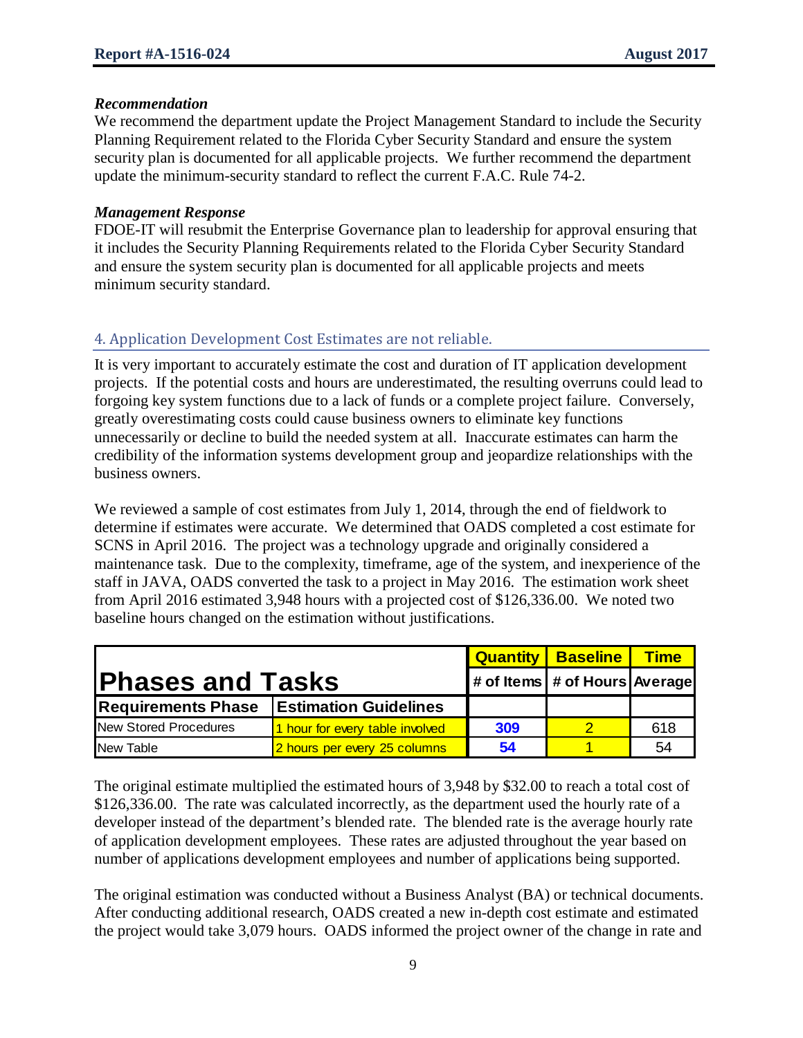### *Recommendation*

We recommend the department update the Project Management Standard to include the Security Planning Requirement related to the Florida Cyber Security Standard and ensure the system security plan is documented for all applicable projects. We further recommend the department update the minimum-security standard to reflect the current F.A.C. Rule 74-2.

### *Management Response*

FDOE-IT will resubmit the Enterprise Governance plan to leadership for approval ensuring that it includes the Security Planning Requirements related to the Florida Cyber Security Standard and ensure the system security plan is documented for all applicable projects and meets minimum security standard.

## 4. Application Development Cost Estimates are not reliable.

It is very important to accurately estimate the cost and duration of IT application development projects. If the potential costs and hours are underestimated, the resulting overruns could lead to forgoing key system functions due to a lack of funds or a complete project failure. Conversely, greatly overestimating costs could cause business owners to eliminate key functions unnecessarily or decline to build the needed system at all. Inaccurate estimates can harm the credibility of the information systems development group and jeopardize relationships with the business owners.

We reviewed a sample of cost estimates from July 1, 2014, through the end of fieldwork to determine if estimates were accurate. We determined that OADS completed a cost estimate for SCNS in April 2016. The project was a technology upgrade and originally considered a maintenance task. Due to the complexity, timeframe, age of the system, and inexperience of the staff in JAVA, OADS converted the task to a project in May 2016. The estimation work sheet from April 2016 estimated 3,948 hours with a projected cost of $126,336.00. We noted two baseline hours changed on the estimation without justifications.

| **Phases and Tasks** | | **Quantity**<br>**# of Items** | **Baseline**<br>**# of Hours** | **Time**<br>**Average** |
|---|---|---|---|---|
| **Requirements Phase** | **Estimation Guidelines** | | | |
| New Stored Procedures | 1 hour for every table involved | 309 | 2 | 618 |
| New Table | 2 hours per every 25 columns | 54 | 1 | 54 |

The original estimate multiplied the estimated hours of 3,948 by $32.00 to reach a total cost of $126,336.00. The rate was calculated incorrectly, as the department used the hourly rate of a developer instead of the department's blended rate. The blended rate is the average hourly rate of application development employees. These rates are adjusted throughout the year based on number of applications development employees and number of applications being supported.

The original estimation was conducted without a Business Analyst (BA) or technical documents. After conducting additional research, OADS created a new in-depth cost estimate and estimated the project would take 3,079 hours. OADS informed the project owner of the change in rate and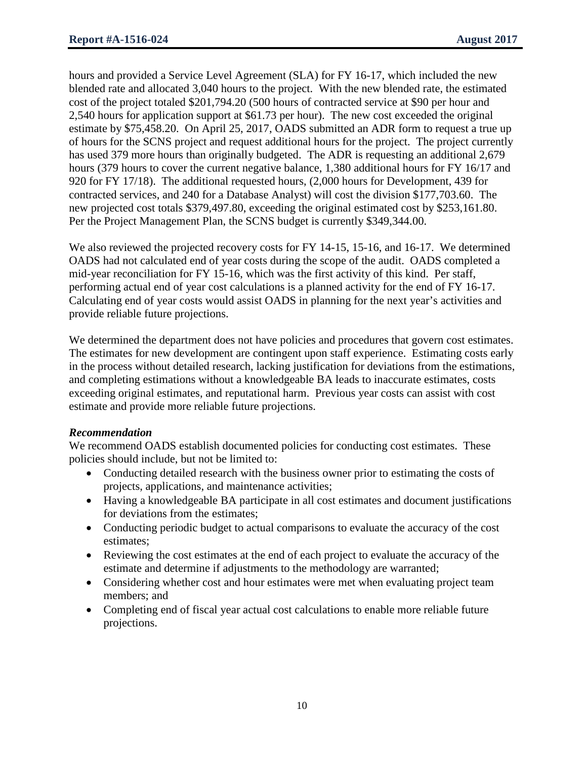hours and provided a Service Level Agreement (SLA) for FY 16-17, which included the new blended rate and allocated 3,040 hours to the project. With the new blended rate, the estimated cost of the project totaled $201,794.20 (500 hours of contracted service at $90 per hour and 2,540 hours for application support at $61.73 per hour). The new cost exceeded the original estimate by $75,458.20. On April 25, 2017, OADS submitted an ADR form to request a true up of hours for the SCNS project and request additional hours for the project. The project currently has used 379 more hours than originally budgeted. The ADR is requesting an additional 2,679 hours (379 hours to cover the current negative balance, 1,380 additional hours for FY 16/17 and 920 for FY 17/18). The additional requested hours, (2,000 hours for Development, 439 for contracted services, and 240 for a Database Analyst) will cost the division $177,703.60. The new projected cost totals $379,497.80, exceeding the original estimated cost by $253,161.80. Per the Project Management Plan, the SCNS budget is currently $349,344.00.

We also reviewed the projected recovery costs for FY 14-15, 15-16, and 16-17. We determined OADS had not calculated end of year costs during the scope of the audit. OADS completed a mid-year reconciliation for FY 15-16, which was the first activity of this kind. Per staff, performing actual end of year cost calculations is a planned activity for the end of FY 16-17. Calculating end of year costs would assist OADS in planning for the next year's activities and provide reliable future projections.

We determined the department does not have policies and procedures that govern cost estimates. The estimates for new development are contingent upon staff experience. Estimating costs early in the process without detailed research, lacking justification for deviations from the estimations, and completing estimations without a knowledgeable BA leads to inaccurate estimates, costs exceeding original estimates, and reputational harm. Previous year costs can assist with cost estimate and provide more reliable future projections.

***Recommendation***

We recommend OADS establish documented policies for conducting cost estimates. These policies should include, but not be limited to:

- Conducting detailed research with the business owner prior to estimating the costs of projects, applications, and maintenance activities;
- Having a knowledgeable BA participate in all cost estimates and document justifications for deviations from the estimates;
- Conducting periodic budget to actual comparisons to evaluate the accuracy of the cost estimates;
- Reviewing the cost estimates at the end of each project to evaluate the accuracy of the estimate and determine if adjustments to the methodology are warranted;
- Considering whether cost and hour estimates were met when evaluating project team members; and
- Completing end of fiscal year actual cost calculations to enable more reliable future projections.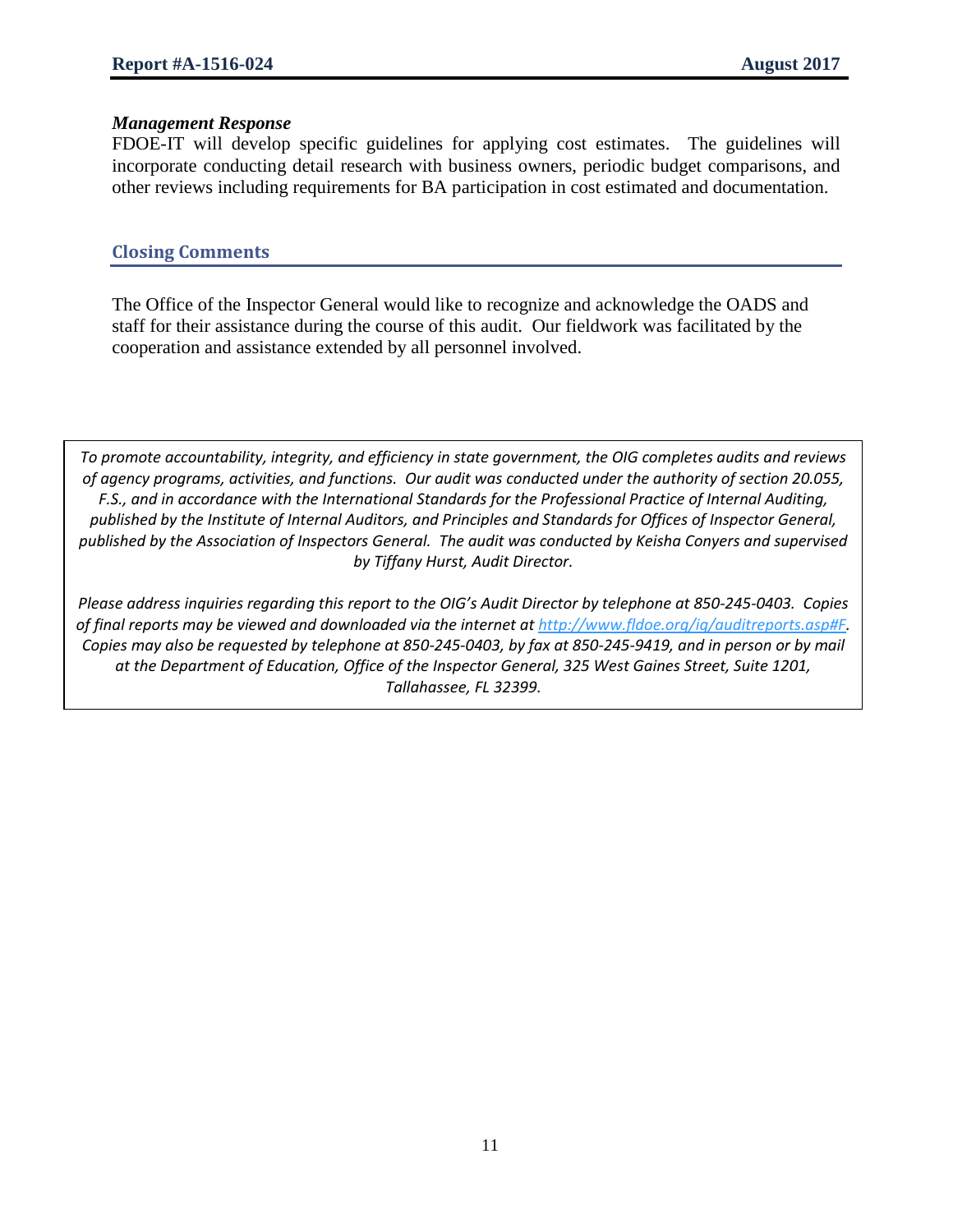*__Management Response__*

FDOE-IT will develop specific guidelines for applying cost estimates. The guidelines will incorporate conducting detail research with business owners, periodic budget comparisons, and other reviews including requirements for BA participation in cost estimated and documentation.

## Closing Comments

The Office of the Inspector General would like to recognize and acknowledge the OADS and staff for their assistance during the course of this audit. Our fieldwork was facilitated by the cooperation and assistance extended by all personnel involved.

*To promote accountability, integrity, and efficiency in state government, the OIG completes audits and reviews of agency programs, activities, and functions. Our audit was conducted under the authority of section 20.055, F.S., and in accordance with the International Standards for the Professional Practice of Internal Auditing, published by the Institute of Internal Auditors, and Principles and Standards for Offices of Inspector General, published by the Association of Inspectors General. The audit was conducted by Keisha Conyers and supervised by Tiffany Hurst, Audit Director.*

*Please address inquiries regarding this report to the OIG's Audit Director by telephone at 850-245-0403. Copies of final reports may be viewed and downloaded via the internet at [http://www.fldoe.org/ig/auditreports.asp#F](http://www.fldoe.org/ig/auditreports.asp#F). Copies may also be requested by telephone at 850-245-0403, by fax at 850-245-9419, and in person or by mail at the Department of Education, Office of the Inspector General, 325 West Gaines Street, Suite 1201, Tallahassee, FL 32399.*